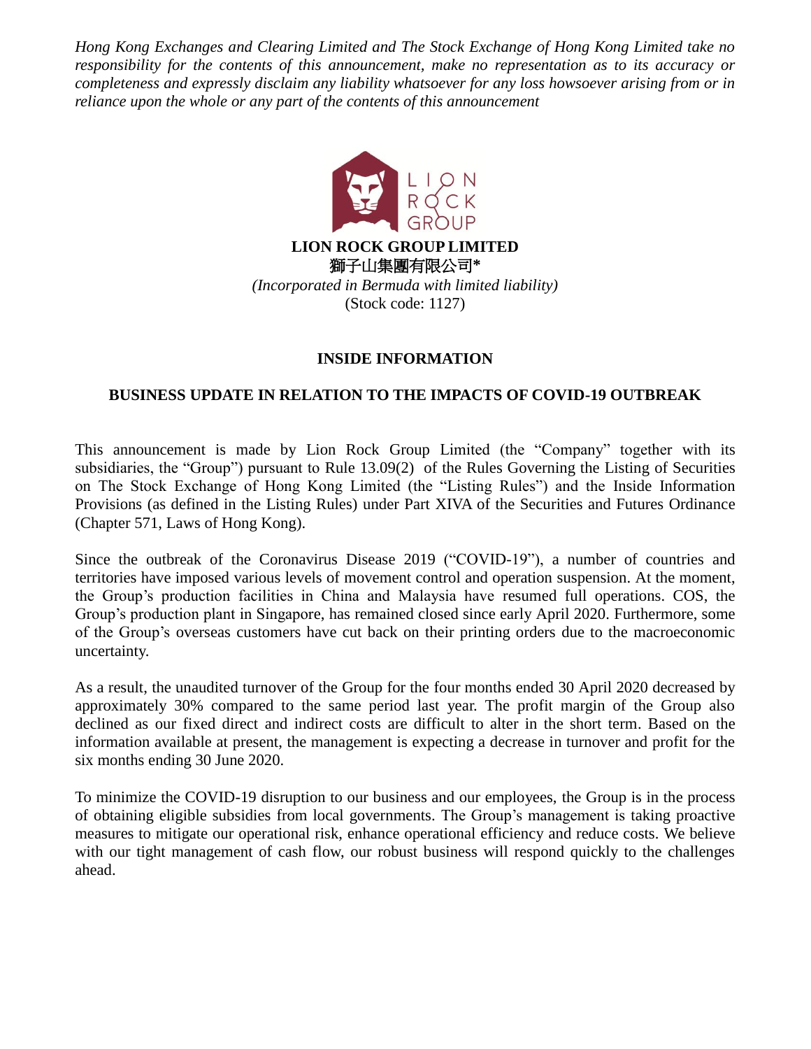*Hong Kong Exchanges and Clearing Limited and The Stock Exchange of Hong Kong Limited take no responsibility for the contents of this announcement, make no representation as to its accuracy or completeness and expressly disclaim any liability whatsoever for any loss howsoever arising from or in reliance upon the whole or any part of the contents of this announcement*

**LION ROCK GROUP LIMITED**

**獅子山集團有限公司***

*(Incorporated in Bermuda with limited liability)*

(Stock code: 1127)

## INSIDE INFORMATION

## BUSINESS UPDATE IN RELATION TO THE IMPACTS OF COVID-19 OUTBREAK

This announcement is made by Lion Rock Group Limited (the "Company" together with its subsidiaries, the "Group") pursuant to Rule 13.09(2) of the Rules Governing the Listing of Securities on The Stock Exchange of Hong Kong Limited (the "Listing Rules") and the Inside Information Provisions (as defined in the Listing Rules) under Part XIVA of the Securities and Futures Ordinance (Chapter 571, Laws of Hong Kong).

Since the outbreak of the Coronavirus Disease 2019 ("COVID-19"), a number of countries and territories have imposed various levels of movement control and operation suspension. At the moment, the Group's production facilities in China and Malaysia have resumed full operations. COS, the Group's production plant in Singapore, has remained closed since early April 2020. Furthermore, some of the Group's overseas customers have cut back on their printing orders due to the macroeconomic uncertainty.

As a result, the unaudited turnover of the Group for the four months ended 30 April 2020 decreased by approximately 30% compared to the same period last year. The profit margin of the Group also declined as our fixed direct and indirect costs are difficult to alter in the short term. Based on the information available at present, the management is expecting a decrease in turnover and profit for the six months ending 30 June 2020.

To minimize the COVID-19 disruption to our business and our employees, the Group is in the process of obtaining eligible subsidies from local governments. The Group's management is taking proactive measures to mitigate our operational risk, enhance operational efficiency and reduce costs. We believe with our tight management of cash flow, our robust business will respond quickly to the challenges ahead.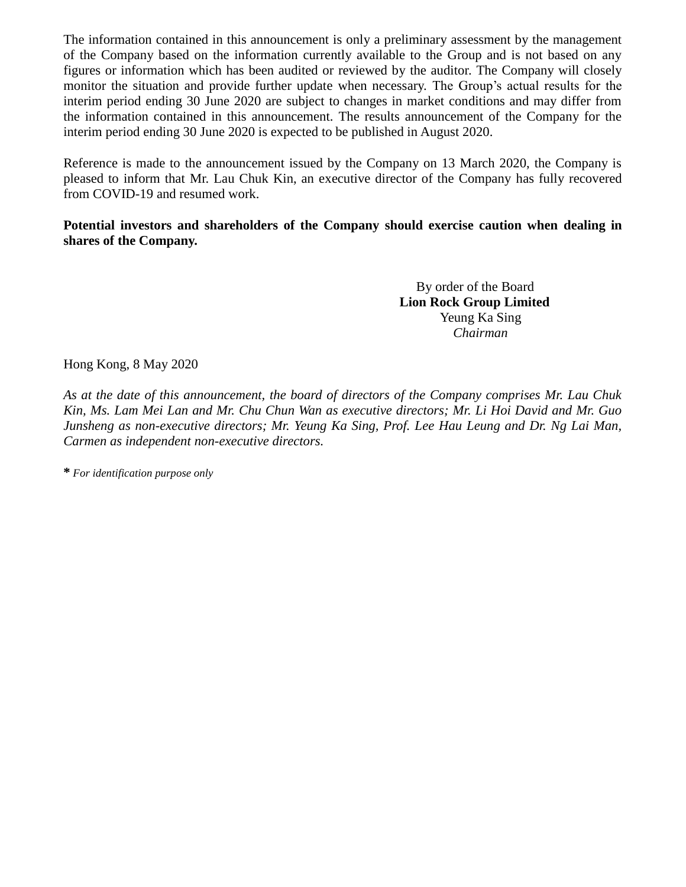The information contained in this announcement is only a preliminary assessment by the management of the Company based on the information currently available to the Group and is not based on any figures or information which has been audited or reviewed by the auditor. The Company will closely monitor the situation and provide further update when necessary. The Group's actual results for the interim period ending 30 June 2020 are subject to changes in market conditions and may differ from the information contained in this announcement. The results announcement of the Company for the interim period ending 30 June 2020 is expected to be published in August 2020.

Reference is made to the announcement issued by the Company on 13 March 2020, the Company is pleased to inform that Mr. Lau Chuk Kin, an executive director of the Company has fully recovered from COVID-19 and resumed work.

**Potential investors and shareholders of the Company should exercise caution when dealing in shares of the Company.**

By order of the Board
**Lion Rock Group Limited**
Yeung Ka Sing
*Chairman*

Hong Kong, 8 May 2020

*As at the date of this announcement, the board of directors of the Company comprises Mr. Lau Chuk Kin, Ms. Lam Mei Lan and Mr. Chu Chun Wan as executive directors; Mr. Li Hoi David and Mr. Guo Junsheng as non-executive directors; Mr. Yeung Ka Sing, Prof. Lee Hau Leung and Dr. Ng Lai Man, Carmen as independent non-executive directors.*

**\*** *For identification purpose only*